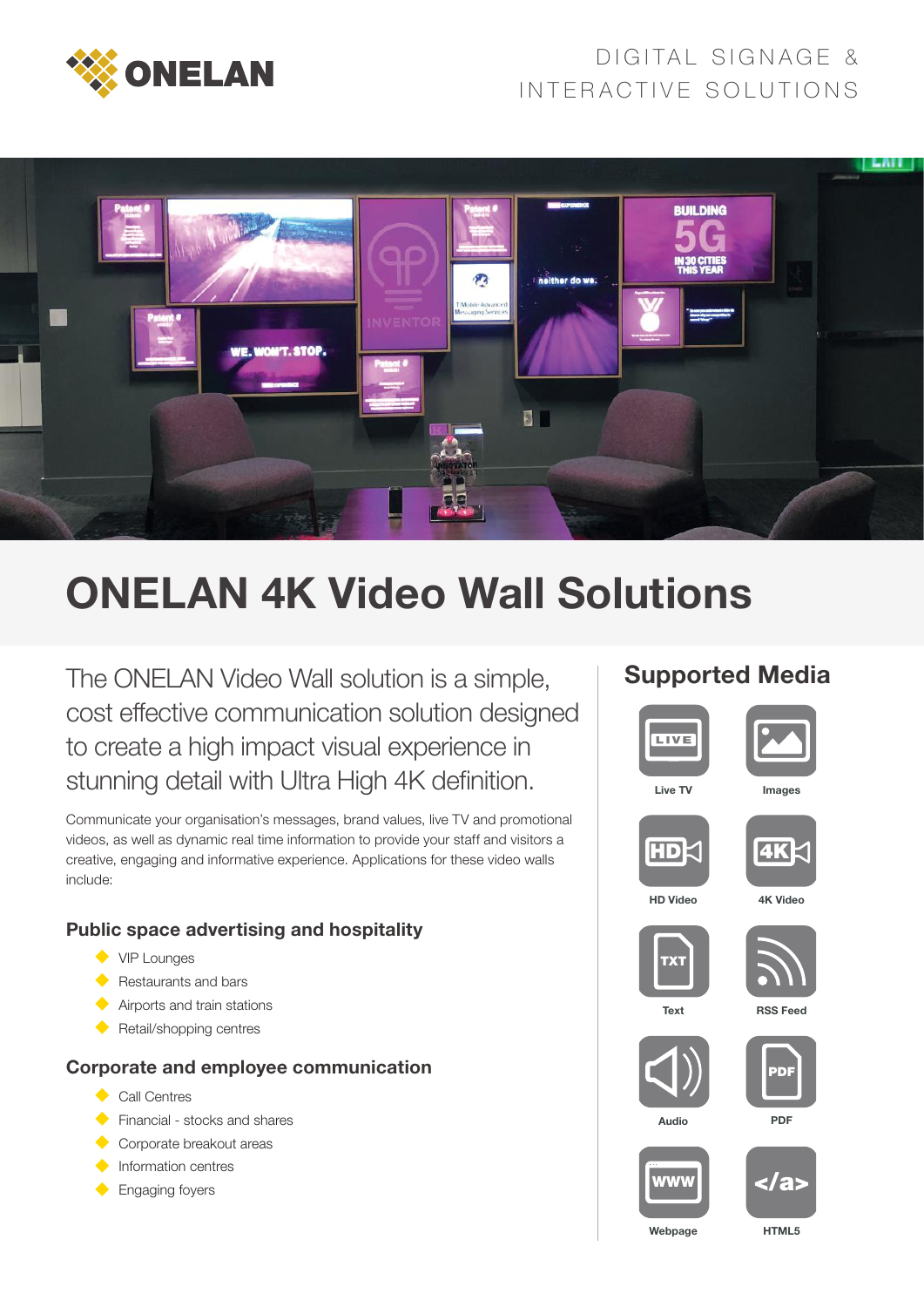ONELAN

DIGITAL SIGNAGE & INTERACTIVE SOLUTIONS

# ONELAN 4K Video Wall Solutions

The ONELAN Video Wall solution is a simple, cost effective communication solution designed to create a high impact visual experience in stunning detail with Ultra High 4K definition.

Communicate your organisation's messages, brand values, live TV and promotional videos, as well as dynamic real time information to provide your staff and visitors a creative, engaging and informative experience. Applications for these video walls include:

### Public space advertising and hospitality

- VIP Lounges
- Restaurants and bars
- Airports and train stations
- Retail/shopping centres

### Corporate and employee communication

- Call Centres
- Financial - stocks and shares
- Corporate breakout areas
- Information centres
- Engaging foyers

## Supported Media

- Live TV
- Images
- HD Video
- 4K Video
- Text
- RSS Feed
- Audio
- PDF
- Webpage
- HTML5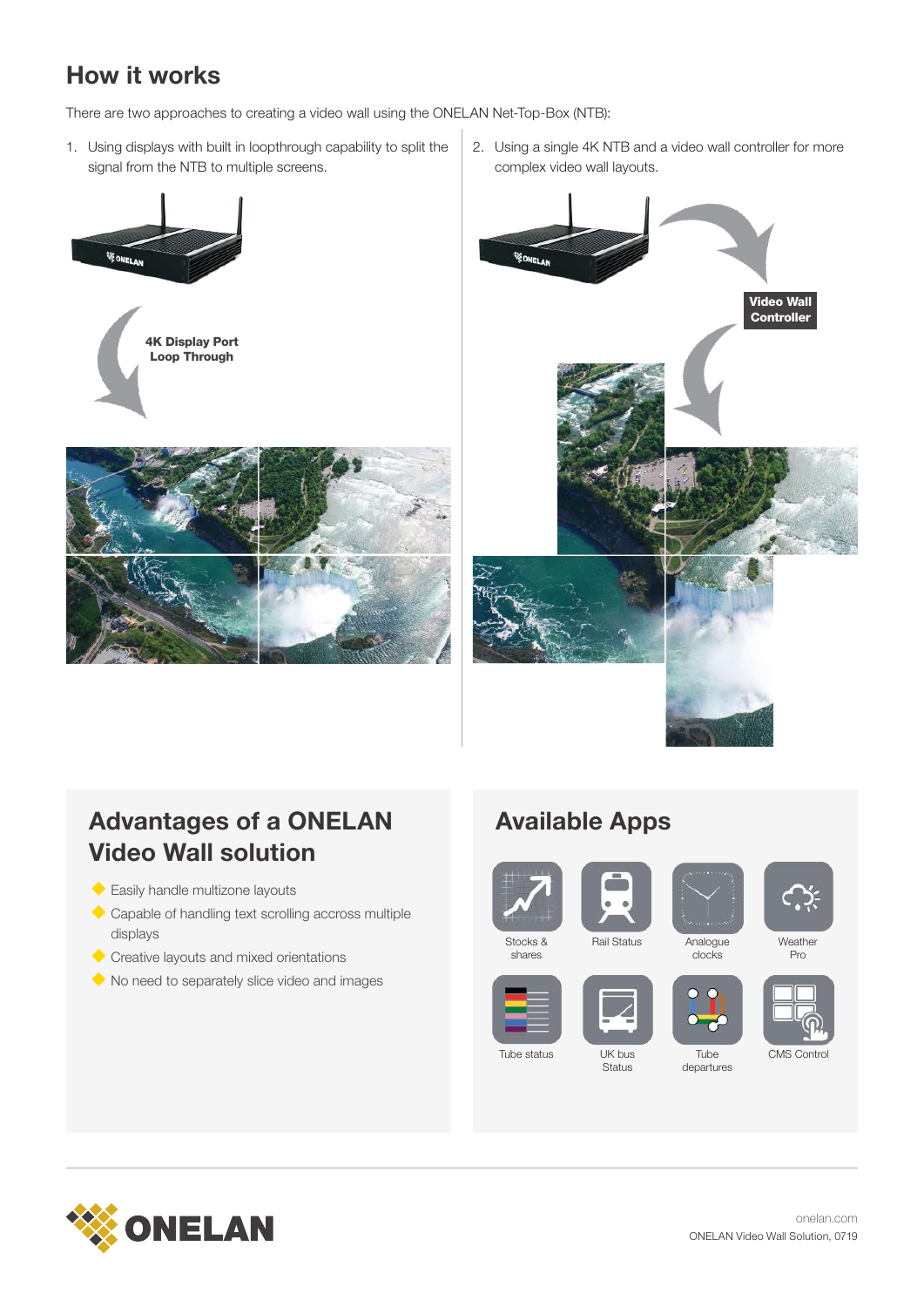## How it works

There are two approaches to creating a video wall using the ONELAN Net-Top-Box (NTB):

1. Using displays with built in loopthrough capability to split the signal from the NTB to multiple screens.

4K Display Port Loop Through

2. Using a single 4K NTB and a video wall controller for more complex video wall layouts.

Video Wall Controller

## Advantages of a ONELAN Video Wall solution

- Easily handle multizone layouts
- Capable of handling text scrolling accross multiple displays
- Creative layouts and mixed orientations
- No need to separately slice video and images

## Available Apps

Stocks & shares

Rail Status

Analogue clocks

Weather Pro

Tube status

UK bus Status

Tube departures

CMS Control

ONELAN

onelan.com

ONELAN Video Wall Solution, 0719